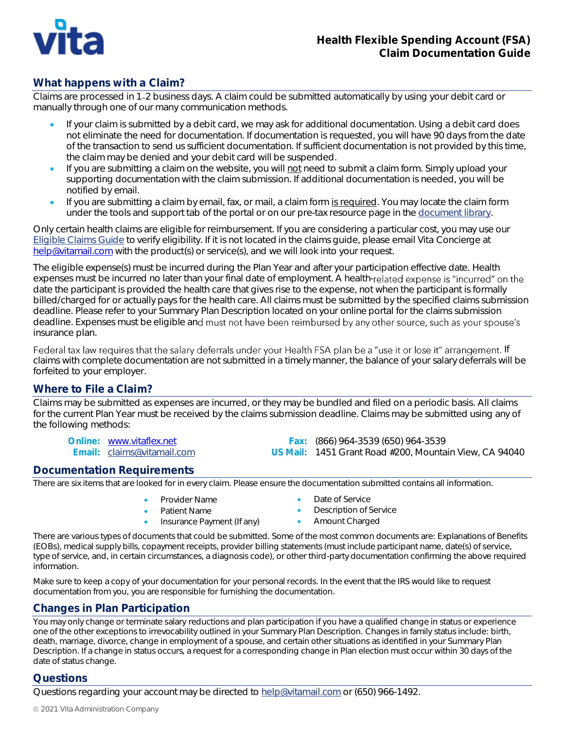vita

# Health Flexible Spending Account (FSA) Claim Documentation Guide

## What happens with a Claim?

Claims are processed in 1–2 business days. A claim could be submitted automatically by using your debit card or manually through one of our many communication methods.

- If your claim is submitted by a debit card, we may ask for additional documentation. Using a debit card does not eliminate the need for documentation. If documentation is requested, you will have 90 days from the date of the transaction to send us sufficient documentation. If sufficient documentation is not provided by this time, the claim may be denied and your debit card will be suspended.
- If you are submitting a claim on the website, you will not need to submit a claim form. Simply upload your supporting documentation with the claim submission. If additional documentation is needed, you will be notified by email.
- If you are submitting a claim by email, fax, or mail, a claim form is required. You may locate the claim form under the tools and support tab of the portal or on our pre-tax resource page in the [document library](document library).

Only certain health claims are eligible for reimbursement. If you are considering a particular cost, you may use our [Eligible Claims Guide](Eligible Claims Guide) to verify eligibility. If it is not located in the claims guide, please email Vita Concierge at help@vitamail.com with the product(s) or service(s), and we will look into your request.

The eligible expense(s) must be incurred during the Plan Year and after your participation effective date. Health expenses must be incurred no later than your final date of employment. A health-related expense is "incurred" on the date the participant is provided the health care that gives rise to the expense, not when the participant is formally billed/charged for or actually pays for the health care. All claims must be submitted by the specified claims submission deadline. Please refer to your Summary Plan Description located on your online portal for the claims submission deadline. Expenses must be eligible and must not have been reimbursed by any other source, such as your spouse's insurance plan.

Federal tax law requires that the salary deferrals under your Health FSA plan be a "use it or lose it" arrangement. If claims with complete documentation are not submitted in a timely manner, the balance of your salary deferrals will be forfeited to your employer.

## Where to File a Claim?

Claims may be submitted as expenses are incurred, or they may be bundled and filed on a periodic basis. All claims for the current Plan Year must be received by the claims submission deadline. Claims may be submitted using any of the following methods:

**Online:** www.vitaflex.net
**Email:** claims@vitamail.com
**Fax:** (866) 964-3539 (650) 964-3539
**US Mail:** 1451 Grant Road #200, Mountain View, CA 94040

## Documentation Requirements

There are six items that are looked for in every claim. Please ensure the documentation submitted contains all information.

- Provider Name
- Patient Name
- Insurance Payment (If any)
- Date of Service
- Description of Service
- Amount Charged

There are various types of documents that could be submitted. Some of the most common documents are: Explanations of Benefits (EOBs), medical supply bills, copayment receipts, provider billing statements (must include participant name, date(s) of service, type of service, and, in certain circumstances, a diagnosis code), or other third-party documentation confirming the above required information.

Make sure to keep a copy of your documentation for your personal records. In the event that the IRS would like to request documentation from you, you are responsible for furnishing the documentation.

## Changes in Plan Participation

You may only change or terminate salary reductions and plan participation if you have a qualified change in status or experience one of the other exceptions to irrevocability outlined in your Summary Plan Description. Changes in family status include: birth, death, marriage, divorce, change in employment of a spouse, and certain other situations as identified in your Summary Plan Description. If a change in status occurs, a request for a corresponding change in Plan election must occur within 30 days of the date of status change.

## Questions

Questions regarding your account may be directed to help@vitamail.com or (650) 966-1492.

© 2021 Vita Administration Company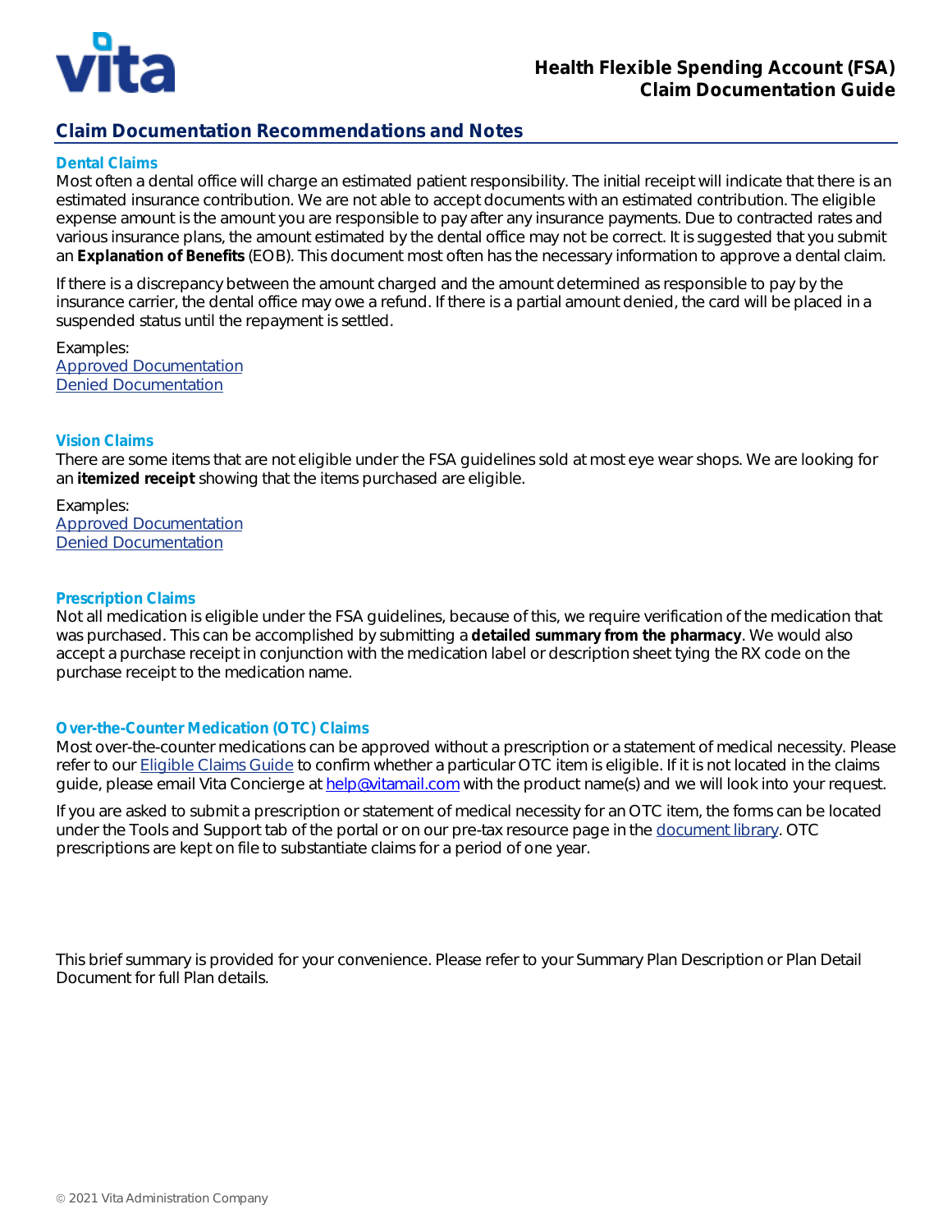## Health Flexible Spending Account (FSA) Claim Documentation Guide

## Claim Documentation Recommendations and Notes

### Dental Claims

Most often a dental office will charge an estimated patient responsibility. The initial receipt will indicate that there is an estimated insurance contribution. We are not able to accept documents with an estimated contribution. The eligible expense amount is the amount you are responsible to pay after any insurance payments. Due to contracted rates and various insurance plans, the amount estimated by the dental office may not be correct. It is suggested that you submit an **Explanation of Benefits** (EOB). This document most often has the necessary information to approve a dental claim.

If there is a discrepancy between the amount charged and the amount determined as responsible to pay by the insurance carrier, the dental office may owe a refund. If there is a partial amount denied, the card will be placed in a suspended status until the repayment is settled.

Examples:
Approved Documentation
Denied Documentation

### Vision Claims

There are some items that are not eligible under the FSA guidelines sold at most eye wear shops. We are looking for an **itemized receipt** showing that the items purchased are eligible.

Examples:
Approved Documentation
Denied Documentation

### Prescription Claims

Not all medication is eligible under the FSA guidelines, because of this, we require verification of the medication that was purchased. This can be accomplished by submitting a **detailed summary from the pharmacy**. We would also accept a purchase receipt in conjunction with the medication label or description sheet tying the RX code on the purchase receipt to the medication name.

### Over-the-Counter Medication (OTC) Claims

Most over-the-counter medications can be approved without a prescription or a statement of medical necessity. Please refer to our Eligible Claims Guide to confirm whether a particular OTC item is eligible. If it is not located in the claims guide, please email Vita Concierge at help@vitamail.com with the product name(s) and we will look into your request.

If you are asked to submit a prescription or statement of medical necessity for an OTC item, the forms can be located under the Tools and Support tab of the portal or on our pre-tax resource page in the document library. OTC prescriptions are kept on file to substantiate claims for a period of one year.

This brief summary is provided for your convenience. Please refer to your Summary Plan Description or Plan Detail Document for full Plan details.

© 2021 Vita Administration Company